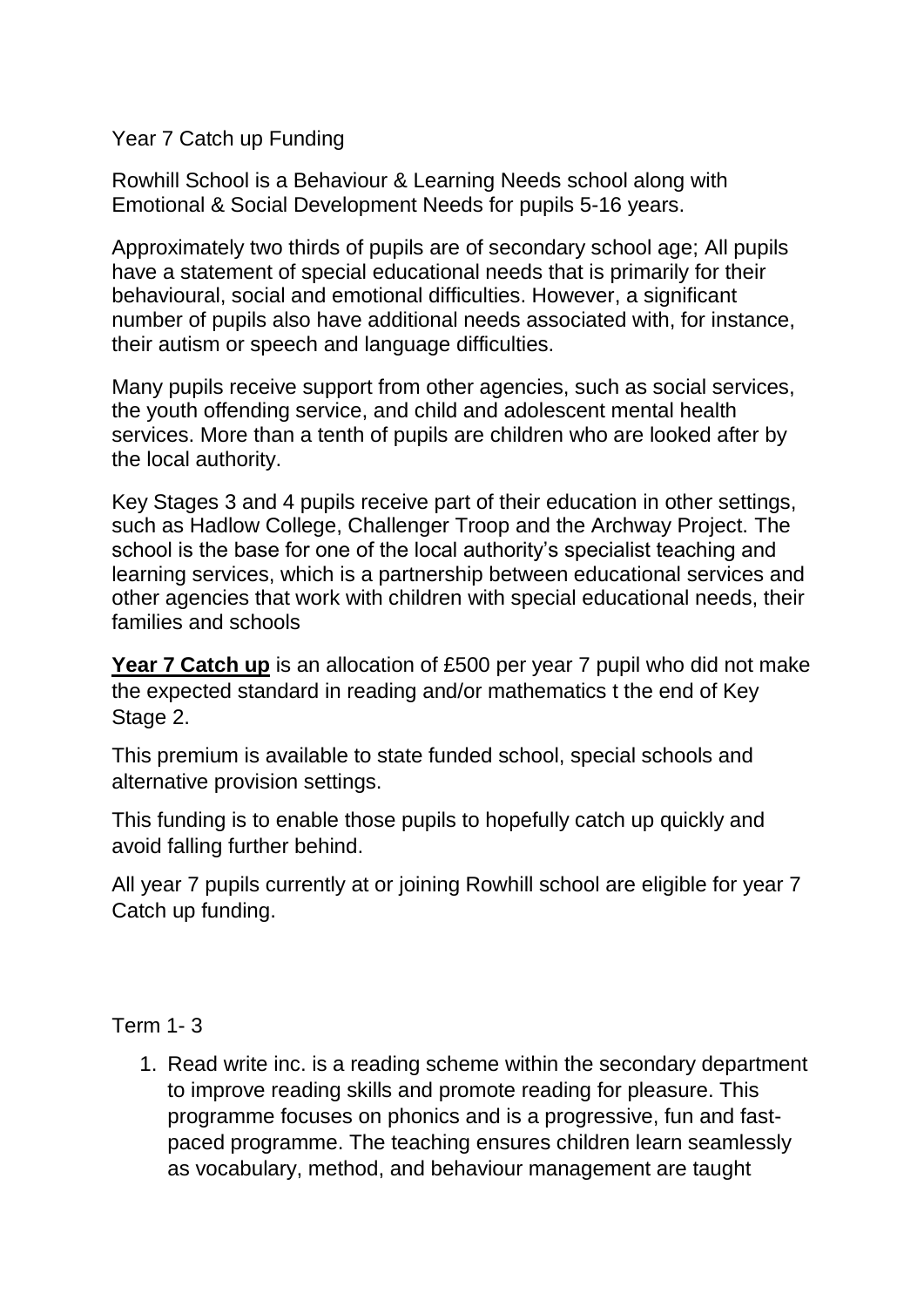Year 7 Catch up Funding

Rowhill School is a Behaviour & Learning Needs school along with Emotional & Social Development Needs for pupils 5-16 years.

Approximately two thirds of pupils are of secondary school age; All pupils have a statement of special educational needs that is primarily for their behavioural, social and emotional difficulties. However, a significant number of pupils also have additional needs associated with, for instance, their autism or speech and language difficulties.

Many pupils receive support from other agencies, such as social services, the youth offending service, and child and adolescent mental health services. More than a tenth of pupils are children who are looked after by the local authority.

Key Stages 3 and 4 pupils receive part of their education in other settings, such as Hadlow College, Challenger Troop and the Archway Project. The school is the base for one of the local authority's specialist teaching and learning services, which is a partnership between educational services and other agencies that work with children with special educational needs, their families and schools

**Year 7 Catch up** is an allocation of £500 per year 7 pupil who did not make the expected standard in reading and/or mathematics t the end of Key Stage 2.

This premium is available to state funded school, special schools and alternative provision settings.

This funding is to enable those pupils to hopefully catch up quickly and avoid falling further behind.

All year 7 pupils currently at or joining Rowhill school are eligible for year 7 Catch up funding.

Term 1- 3

1. Read write inc. is a reading scheme within the secondary department to improve reading skills and promote reading for pleasure. This programme focuses on phonics and is a progressive, fun and fast-paced programme. The teaching ensures children learn seamlessly as vocabulary, method, and behaviour management are taught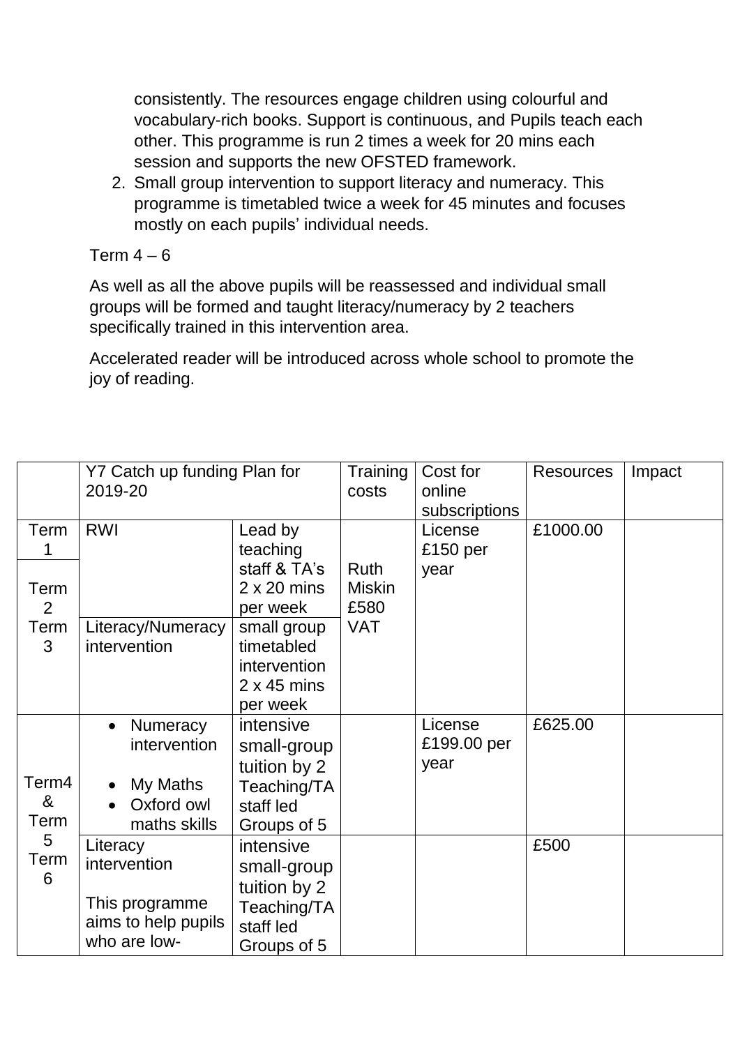consistently. The resources engage children using colourful and vocabulary-rich books. Support is continuous, and Pupils teach each other. This programme is run 2 times a week for 20 mins each session and supports the new OFSTED framework.

2. Small group intervention to support literacy and numeracy. This programme is timetabled twice a week for 45 minutes and focuses mostly on each pupils' individual needs.

Term 4 – 6

As well as all the above pupils will be reassessed and individual small groups will be formed and taught literacy/numeracy by 2 teachers specifically trained in this intervention area.

Accelerated reader will be introduced across whole school to promote the joy of reading.

| | Y7 Catch up funding Plan for 2019-20 | | Training costs | Cost for online subscriptions | Resources | Impact |
|---|---|---|---|---|---|---|
| Term 1<br>Term 2<br>Term 3 | RWI | Lead by teaching staff & TA's 2 x 20 mins per week | Ruth Miskin £580 VAT | License £150 per year | £1000.00 | |
| | Literacy/Numeracy intervention | small group timetabled intervention 2 x 45 mins per week | | | | |
| Term4 & Term 5 Term 6 | • Numeracy intervention<br>• My Maths<br>• Oxford owl maths skills | intensive small-group tuition by 2 Teaching/TA staff led Groups of 5 | | License £199.00 per year | £625.00 | |
| | Literacy intervention<br><br>This programme aims to help pupils who are low- | intensive small-group tuition by 2 Teaching/TA staff led Groups of 5 | | | £500 | |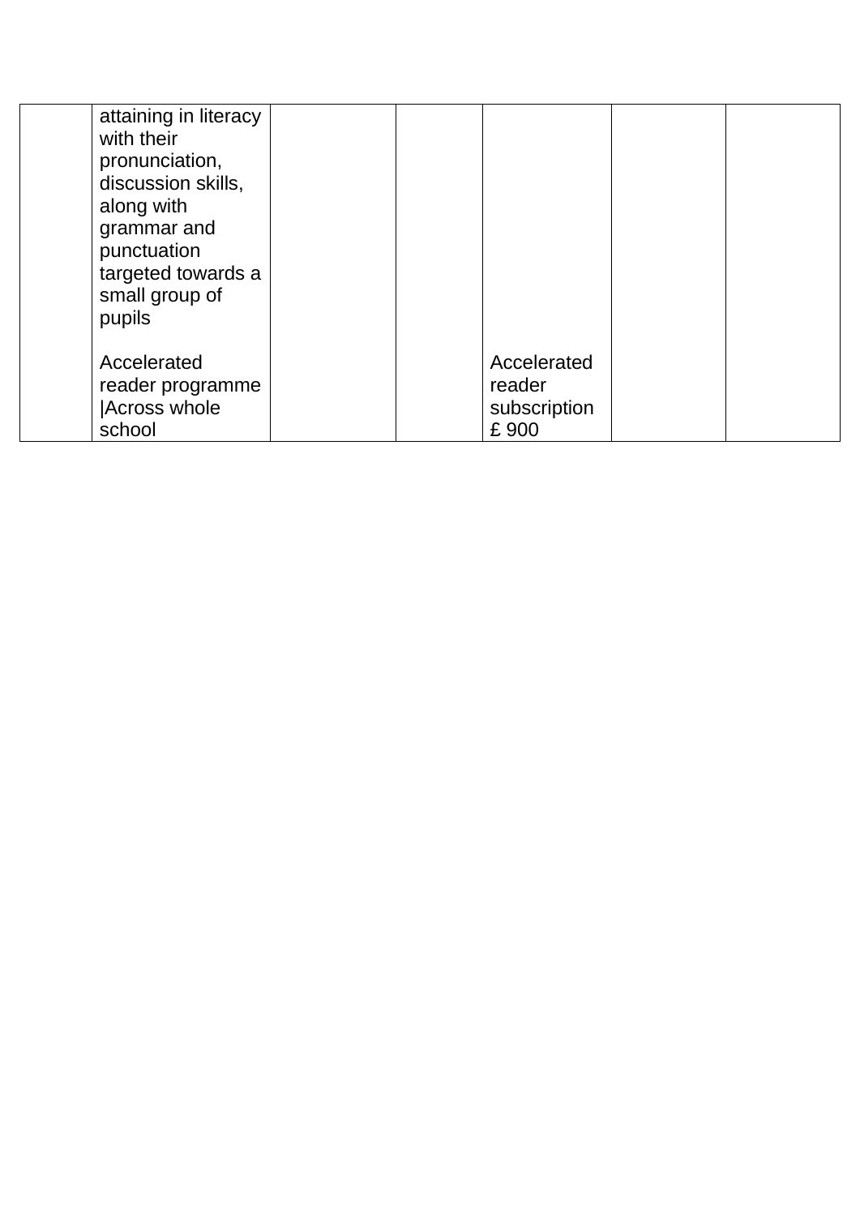| | | | | | | |
|---|---|---|---|---|---|---|
| | attaining in literacy with their pronunciation, discussion skills, along with grammar and punctuation targeted towards a small group of pupils<br><br>Accelerated reader programme \|Across whole school | | | Accelerated reader subscription £ 900 | | |